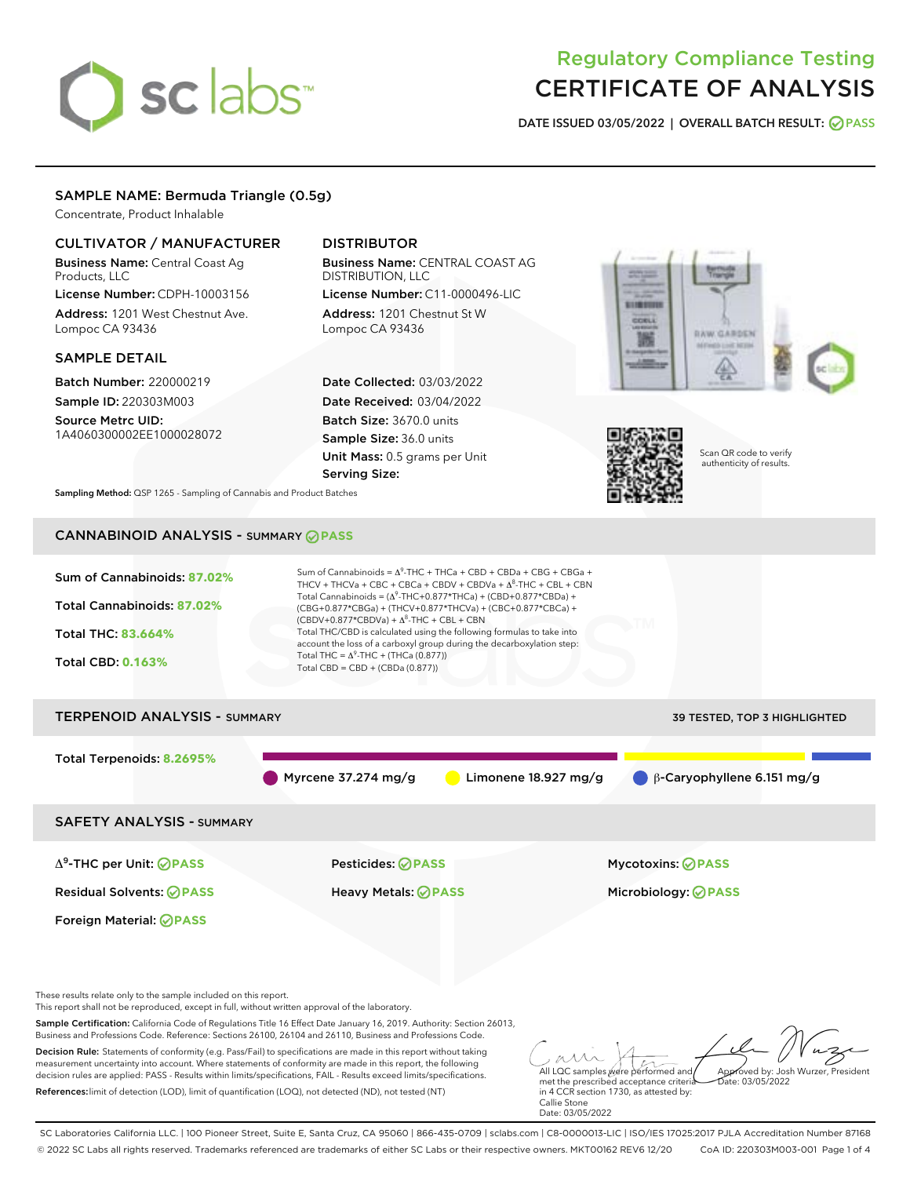# Regulatory Compliance Testing
# CERTIFICATE OF ANALYSIS

**DATE ISSUED** 03/05/2022 | **OVERALL BATCH RESULT:** PASS

## SAMPLE NAME: Bermuda Triangle (0.5g)

Concentrate, Product Inhalable

### CULTIVATOR / MANUFACTURER

**Business Name:** Central Coast Ag Products, LLC

**License Number:** CDPH-10003156

**Address:** 1201 West Chestnut Ave. Lompoc CA 93436

### DISTRIBUTOR

**Business Name:** CENTRAL COAST AG DISTRIBUTION, LLC

**License Number:** C11-0000496-LIC

**Address:** 1201 Chestnut St W Lompoc CA 93436

### SAMPLE DETAIL

**Batch Number:** 220000219

**Sample ID:** 220303M003

**Source Metrc UID:** 1A4060300002EE1000028072

**Date Collected:** 03/03/2022

**Date Received:** 03/04/2022

**Batch Size:** 3670.0 units

**Sample Size:** 36.0 units

**Unit Mass:** 0.5 grams per Unit

**Serving Size:**

Scan QR code to verify authenticity of results.

**Sampling Method:** QSP 1265 - Sampling of Cannabis and Product Batches

## CANNABINOID ANALYSIS - SUMMARY PASS

**Sum of Cannabinoids:** 87.02%

**Total Cannabinoids:** 87.02%

**Total THC:** 83.664%

**Total CBD:** 0.163%

Sum of Cannabinoids = $\Delta^9$-THC + THCa + CBD + CBDa + CBG + CBGa + THCV + THCVa + CBC + CBCa + CBDV + CBDVa + $\Delta^8$-THC + CBL + CBN

Total Cannabinoids = ($\Delta^9$-THC+0.877*THCa) + (CBD+0.877*CBDa) + (CBG+0.877*CBGa) + (THCV+0.877*THCVa) + (CBC+0.877*CBCa) + (CBDV+0.877*CBDVa) + $\Delta^8$-THC + CBL + CBN

Total THC/CBD is calculated using the following formulas to take into account the loss of a carboxyl group during the decarboxylation step:

Total THC = $\Delta^9$-THC + (THCa (0.877))

Total CBD = CBD + (CBDa (0.877))

## TERPENOID ANALYSIS - SUMMARY

39 TESTED, TOP 3 HIGHLIGHTED

**Total Terpenoids:** 8.2695%

Myrcene 37.274 mg/g | Limonene 18.927 mg/g | β-Caryophyllene 6.151 mg/g

## SAFETY ANALYSIS - SUMMARY

| | | |
|---|---|---|
| $\Delta^9$-THC per Unit: PASS | Pesticides: PASS | Mycotoxins: PASS |
| Residual Solvents: PASS | Heavy Metals: PASS | Microbiology: PASS |
| Foreign Material: PASS | | |

These results relate only to the sample included on this report.
This report shall not be reproduced, except in full, without written approval of the laboratory.

**Sample Certification:** California Code of Regulations Title 16 Effect Date January 16, 2019. Authority: Section 26013, Business and Professions Code. Reference: Sections 26100, 26104 and 26110, Business and Professions Code.

**Decision Rule:** Statements of conformity (e.g. Pass/Fail) to specifications are made in this report without taking measurement uncertainty into account. Where statements of conformity are made in this report, the following decision rules are applied: PASS - Results within limits/specifications, FAIL - Results exceed limits/specifications.

**References:** limit of detection (LOD), limit of quantification (LOQ), not detected (ND), not tested (NT)

All LQC samples were performed and met the prescribed acceptance criteria in 4 CCR section 1730, as attested by: Callie Stone
Date: 03/05/2022

Approved by: Josh Wurzer, President
Date: 03/05/2022

SC Laboratories California LLC. | 100 Pioneer Street, Suite E, Santa Cruz, CA 95060 | 866-435-0709 | sclabs.com | C8-0000013-LIC | ISO/IES 17025:2017 PJLA Accreditation Number 87168
© 2022 SC Labs all rights reserved. Trademarks referenced are trademarks of either SC Labs or their respective owners. MKT00162 REV6 12/20 CoA ID: 220303M003-001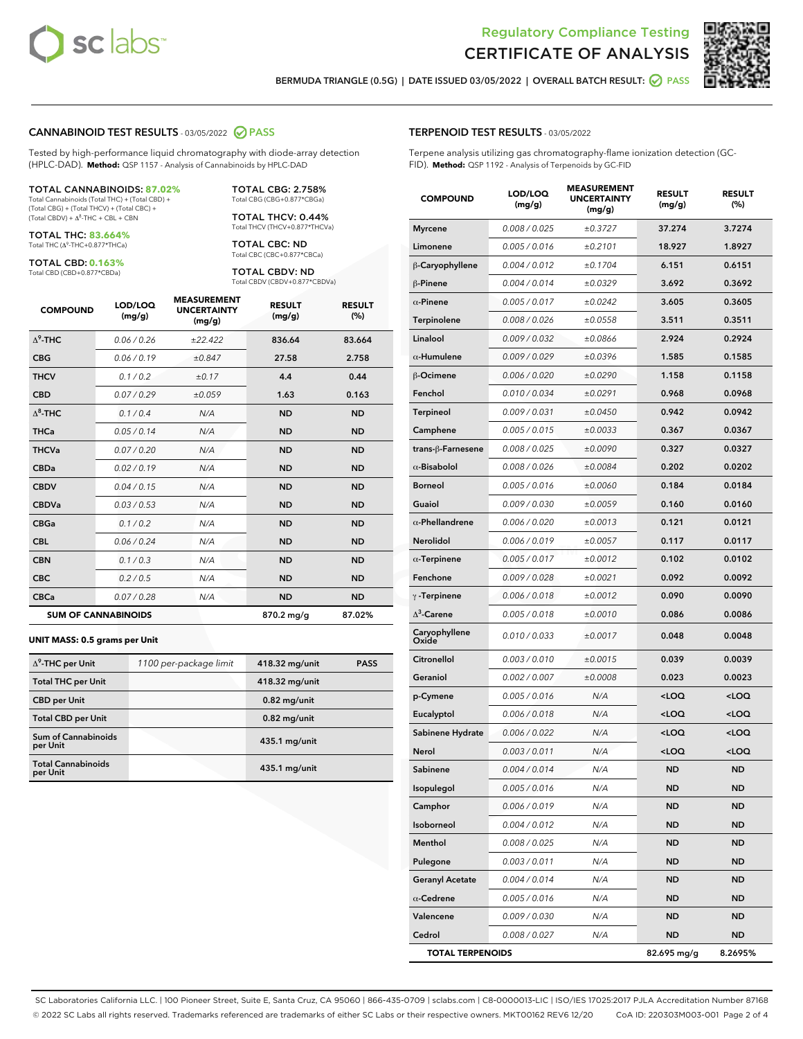# Regulatory Compliance Testing
# CERTIFICATE OF ANALYSIS

BERMUDA TRIANGLE (0.5G) | DATE ISSUED 03/05/2022 | OVERALL BATCH RESULT: PASS

## CANNABINOID TEST RESULTS - 03/05/2022 PASS

Tested by high-performance liquid chromatography with diode-array detection (HPLC-DAD). **Method:** QSP 1157 - Analysis of Cannabinoids by HPLC-DAD

**TOTAL CANNABINOIDS: 87.02%**
Total Cannabinoids (Total THC) + (Total CBD) + (Total CBG) + (Total THCV) + (Total CBC) + (Total CBDV) + $\Delta^8$-THC + CBL + CBN

**TOTAL THC: 83.664%**
Total THC ($\Delta^9$-THC+0.877*THCa)

**TOTAL CBD: 0.163%**
Total CBD (CBD+0.877*CBDa)

**TOTAL CBG: 2.758%**
Total CBG (CBG+0.877*CBGa)

**TOTAL THCV: 0.44%**
Total THCV (THCV+0.877*THCVa)

**TOTAL CBC: ND**
Total CBC (CBC+0.877*CBCa)

**TOTAL CBDV: ND**
Total CBDV (CBDV+0.877*CBDVa)

| COMPOUND | LOD/LOQ (mg/g) | MEASUREMENT UNCERTAINTY (mg/g) | RESULT (mg/g) | RESULT (%) |
|---|---|---|---|---|
| $\Delta^9$-THC | 0.06 / 0.26 | ±22.422 | 836.64 | 83.664 |
| CBG | 0.06 / 0.19 | ±0.847 | 27.58 | 2.758 |
| THCV | 0.1 / 0.2 | ±0.17 | 4.4 | 0.44 |
| CBD | 0.07 / 0.29 | ±0.059 | 1.63 | 0.163 |
| $\Delta^8$-THC | 0.1 / 0.4 | N/A | ND | ND |
| THCa | 0.05 / 0.14 | N/A | ND | ND |
| THCVa | 0.07 / 0.20 | N/A | ND | ND |
| CBDa | 0.02 / 0.19 | N/A | ND | ND |
| CBDV | 0.04 / 0.15 | N/A | ND | ND |
| CBDVa | 0.03 / 0.53 | N/A | ND | ND |
| CBGa | 0.1 / 0.2 | N/A | ND | ND |
| CBL | 0.06 / 0.24 | N/A | ND | ND |
| CBN | 0.1 / 0.3 | N/A | ND | ND |
| CBC | 0.2 / 0.5 | N/A | ND | ND |
| CBCa | 0.07 / 0.28 | N/A | ND | ND |
| **SUM OF CANNABINOIDS** | | | 870.2 mg/g | 87.02% |

**UNIT MASS: 0.5 grams per Unit**

| | | | |
|---|---|---|---|
| $\Delta^9$-THC per Unit | 1100 per-package limit | 418.32 mg/unit | PASS |
| Total THC per Unit | | 418.32 mg/unit | |
| CBD per Unit | | 0.82 mg/unit | |
| Total CBD per Unit | | 0.82 mg/unit | |
| Sum of Cannabinoids per Unit | | 435.1 mg/unit | |
| Total Cannabinoids per Unit | | 435.1 mg/unit | |

## TERPENOID TEST RESULTS - 03/05/2022

Terpene analysis utilizing gas chromatography-flame ionization detection (GC-FID). **Method:** QSP 1192 - Analysis of Terpenoids by GC-FID

| COMPOUND | LOD/LOQ (mg/g) | MEASUREMENT UNCERTAINTY (mg/g) | RESULT (mg/g) | RESULT (%) |
|---|---|---|---|---|
| Myrcene | 0.008 / 0.025 | ±0.3727 | 37.274 | 3.7274 |
| Limonene | 0.005 / 0.016 | ±0.2101 | 18.927 | 1.8927 |
| β-Caryophyllene | 0.004 / 0.012 | ±0.1704 | 6.151 | 0.6151 |
| β-Pinene | 0.004 / 0.014 | ±0.0329 | 3.692 | 0.3692 |
| α-Pinene | 0.005 / 0.017 | ±0.0242 | 3.605 | 0.3605 |
| Terpinolene | 0.008 / 0.026 | ±0.0558 | 3.511 | 0.3511 |
| Linalool | 0.009 / 0.032 | ±0.0866 | 2.924 | 0.2924 |
| α-Humulene | 0.009 / 0.029 | ±0.0396 | 1.585 | 0.1585 |
| β-Ocimene | 0.006 / 0.020 | ±0.0290 | 1.158 | 0.1158 |
| Fenchol | 0.010 / 0.034 | ±0.0291 | 0.968 | 0.0968 |
| Terpineol | 0.009 / 0.031 | ±0.0450 | 0.942 | 0.0942 |
| Camphene | 0.005 / 0.015 | ±0.0033 | 0.367 | 0.0367 |
| trans-β-Farnesene | 0.008 / 0.025 | ±0.0090 | 0.327 | 0.0327 |
| α-Bisabolol | 0.008 / 0.026 | ±0.0084 | 0.202 | 0.0202 |
| Borneol | 0.005 / 0.016 | ±0.0060 | 0.184 | 0.0184 |
| Guaiol | 0.009 / 0.030 | ±0.0059 | 0.160 | 0.0160 |
| α-Phellandrene | 0.006 / 0.020 | ±0.0013 | 0.121 | 0.0121 |
| Nerolidol | 0.006 / 0.019 | ±0.0057 | 0.117 | 0.0117 |
| α-Terpinene | 0.005 / 0.017 | ±0.0012 | 0.102 | 0.0102 |
| Fenchone | 0.009 / 0.028 | ±0.0021 | 0.092 | 0.0092 |
| γ-Terpinene | 0.006 / 0.018 | ±0.0012 | 0.090 | 0.0090 |
| $\Delta^3$-Carene | 0.005 / 0.018 | ±0.0010 | 0.086 | 0.0086 |
| Caryophyllene Oxide | 0.010 / 0.033 | ±0.0017 | 0.048 | 0.0048 |
| Citronellol | 0.003 / 0.010 | ±0.0015 | 0.039 | 0.0039 |
| Geraniol | 0.002 / 0.007 | ±0.0008 | 0.023 | 0.0023 |
| p-Cymene | 0.005 / 0.016 | N/A | <LOQ | <LOQ |
| Eucalyptol | 0.006 / 0.018 | N/A | <LOQ | <LOQ |
| Sabinene Hydrate | 0.006 / 0.022 | N/A | <LOQ | <LOQ |
| Nerol | 0.003 / 0.011 | N/A | <LOQ | <LOQ |
| Sabinene | 0.004 / 0.014 | N/A | ND | ND |
| Isopulegol | 0.005 / 0.016 | N/A | ND | ND |
| Camphor | 0.006 / 0.019 | N/A | ND | ND |
| Isoborneol | 0.004 / 0.012 | N/A | ND | ND |
| Menthol | 0.008 / 0.025 | N/A | ND | ND |
| Pulegone | 0.003 / 0.011 | N/A | ND | ND |
| Geranyl Acetate | 0.004 / 0.014 | N/A | ND | ND |
| α-Cedrene | 0.005 / 0.016 | N/A | ND | ND |
| Valencene | 0.009 / 0.030 | N/A | ND | ND |
| Cedrol | 0.008 / 0.027 | N/A | ND | ND |
| **TOTAL TERPENOIDS** | | | 82.695 mg/g | 8.2695% |

SC Laboratories California LLC. | 100 Pioneer Street, Suite E, Santa Cruz, CA 95060 | 866-435-0709 | sclabs.com | C8-0000013-LIC | ISO/IES 17025:2017 PJLA Accreditation Number 87168
© 2022 SC Labs all rights reserved. Trademarks referenced are trademarks of either SC Labs or their respective owners. MKT00162 REV6 12/20 CoA ID: 220303M003-001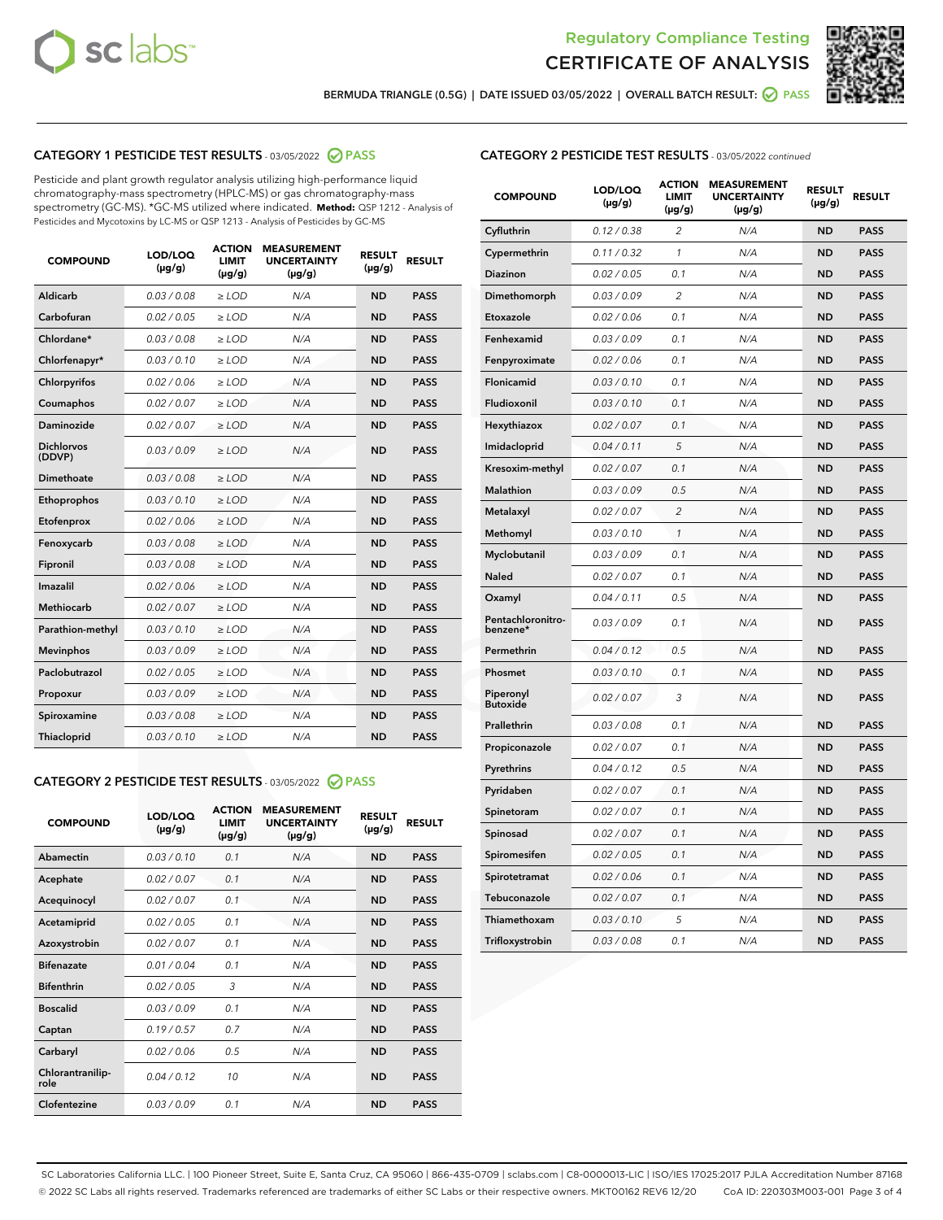# Regulatory Compliance Testing
# CERTIFICATE OF ANALYSIS

BERMUDA TRIANGLE (0.5G) | DATE ISSUED 03/05/2022 | OVERALL BATCH RESULT: PASS

## CATEGORY 1 PESTICIDE TEST RESULTS - 03/05/2022 PASS

Pesticide and plant growth regulator analysis utilizing high-performance liquid chromatography-mass spectrometry (HPLC-MS) or gas chromatography-mass spectrometry (GC-MS). *GC-MS utilized where indicated. **Method:** QSP 1212 - Analysis of Pesticides and Mycotoxins by LC-MS or QSP 1213 - Analysis of Pesticides by GC-MS

| COMPOUND | LOD/LOQ (µg/g) | ACTION LIMIT (µg/g) | MEASUREMENT UNCERTAINTY (µg/g) | RESULT (µg/g) | RESULT |
|---|---|---|---|---|---|
| Aldicarb | 0.03 / 0.08 | ≥ LOD | N/A | ND | PASS |
| Carbofuran | 0.02 / 0.05 | ≥ LOD | N/A | ND | PASS |
| Chlordane* | 0.03 / 0.08 | ≥ LOD | N/A | ND | PASS |
| Chlorfenapyr* | 0.03 / 0.10 | ≥ LOD | N/A | ND | PASS |
| Chlorpyrifos | 0.02 / 0.06 | ≥ LOD | N/A | ND | PASS |
| Coumaphos | 0.02 / 0.07 | ≥ LOD | N/A | ND | PASS |
| Daminozide | 0.02 / 0.07 | ≥ LOD | N/A | ND | PASS |
| Dichlorvos (DDVP) | 0.03 / 0.09 | ≥ LOD | N/A | ND | PASS |
| Dimethoate | 0.03 / 0.08 | ≥ LOD | N/A | ND | PASS |
| Ethoprophos | 0.03 / 0.10 | ≥ LOD | N/A | ND | PASS |
| Etofenprox | 0.02 / 0.06 | ≥ LOD | N/A | ND | PASS |
| Fenoxycarb | 0.03 / 0.08 | ≥ LOD | N/A | ND | PASS |
| Fipronil | 0.03 / 0.08 | ≥ LOD | N/A | ND | PASS |
| Imazalil | 0.02 / 0.06 | ≥ LOD | N/A | ND | PASS |
| Methiocarb | 0.02 / 0.07 | ≥ LOD | N/A | ND | PASS |
| Parathion-methyl | 0.03 / 0.10 | ≥ LOD | N/A | ND | PASS |
| Mevinphos | 0.03 / 0.09 | ≥ LOD | N/A | ND | PASS |
| Paclobutrazol | 0.02 / 0.05 | ≥ LOD | N/A | ND | PASS |
| Propoxur | 0.03 / 0.09 | ≥ LOD | N/A | ND | PASS |
| Spiroxamine | 0.03 / 0.08 | ≥ LOD | N/A | ND | PASS |
| Thiacloprid | 0.03 / 0.10 | ≥ LOD | N/A | ND | PASS |

## CATEGORY 2 PESTICIDE TEST RESULTS - 03/05/2022 PASS

| COMPOUND | LOD/LOQ (µg/g) | ACTION LIMIT (µg/g) | MEASUREMENT UNCERTAINTY (µg/g) | RESULT (µg/g) | RESULT |
|---|---|---|---|---|---|
| Abamectin | 0.03 / 0.10 | 0.1 | N/A | ND | PASS |
| Acephate | 0.02 / 0.07 | 0.1 | N/A | ND | PASS |
| Acequinocyl | 0.02 / 0.07 | 0.1 | N/A | ND | PASS |
| Acetamiprid | 0.02 / 0.05 | 0.1 | N/A | ND | PASS |
| Azoxystrobin | 0.02 / 0.07 | 0.1 | N/A | ND | PASS |
| Bifenazate | 0.01 / 0.04 | 0.1 | N/A | ND | PASS |
| Bifenthrin | 0.02 / 0.05 | 3 | N/A | ND | PASS |
| Boscalid | 0.03 / 0.09 | 0.1 | N/A | ND | PASS |
| Captan | 0.19 / 0.57 | 0.7 | N/A | ND | PASS |
| Carbaryl | 0.02 / 0.06 | 0.5 | N/A | ND | PASS |
| Chlorantraniliprole | 0.04 / 0.12 | 10 | N/A | ND | PASS |
| Clofentezine | 0.03 / 0.09 | 0.1 | N/A | ND | PASS |
| Cyfluthrin | 0.12 / 0.38 | 2 | N/A | ND | PASS |
| Cypermethrin | 0.11 / 0.32 | 1 | N/A | ND | PASS |
| Diazinon | 0.02 / 0.05 | 0.1 | N/A | ND | PASS |
| Dimethomorph | 0.03 / 0.09 | 2 | N/A | ND | PASS |
| Etoxazole | 0.02 / 0.06 | 0.1 | N/A | ND | PASS |
| Fenhexamid | 0.03 / 0.09 | 0.1 | N/A | ND | PASS |
| Fenpyroximate | 0.02 / 0.06 | 0.1 | N/A | ND | PASS |
| Flonicamid | 0.03 / 0.10 | 0.1 | N/A | ND | PASS |
| Fludioxonil | 0.03 / 0.10 | 0.1 | N/A | ND | PASS |
| Hexythiazox | 0.02 / 0.07 | 0.1 | N/A | ND | PASS |
| Imidacloprid | 0.04 / 0.11 | 5 | N/A | ND | PASS |
| Kresoxim-methyl | 0.02 / 0.07 | 0.1 | N/A | ND | PASS |
| Malathion | 0.03 / 0.09 | 0.5 | N/A | ND | PASS |
| Metalaxyl | 0.02 / 0.07 | 2 | N/A | ND | PASS |
| Methomyl | 0.03 / 0.10 | 1 | N/A | ND | PASS |
| Myclobutanil | 0.03 / 0.09 | 0.1 | N/A | ND | PASS |
| Naled | 0.02 / 0.07 | 0.1 | N/A | ND | PASS |
| Oxamyl | 0.04 / 0.11 | 0.5 | N/A | ND | PASS |
| Pentachloronitrobenzene* | 0.03 / 0.09 | 0.1 | N/A | ND | PASS |
| Permethrin | 0.04 / 0.12 | 0.5 | N/A | ND | PASS |
| Phosmet | 0.03 / 0.10 | 0.1 | N/A | ND | PASS |
| Piperonyl Butoxide | 0.02 / 0.07 | 3 | N/A | ND | PASS |
| Prallethrin | 0.03 / 0.08 | 0.1 | N/A | ND | PASS |
| Propiconazole | 0.02 / 0.07 | 0.1 | N/A | ND | PASS |
| Pyrethrins | 0.04 / 0.12 | 0.5 | N/A | ND | PASS |
| Pyridaben | 0.02 / 0.07 | 0.1 | N/A | ND | PASS |
| Spinetoram | 0.02 / 0.07 | 0.1 | N/A | ND | PASS |
| Spinosad | 0.02 / 0.07 | 0.1 | N/A | ND | PASS |
| Spiromesifen | 0.02 / 0.05 | 0.1 | N/A | ND | PASS |
| Spirotetramat | 0.02 / 0.06 | 0.1 | N/A | ND | PASS |
| Tebuconazole | 0.02 / 0.07 | 0.1 | N/A | ND | PASS |
| Thiamethoxam | 0.03 / 0.10 | 5 | N/A | ND | PASS |
| Trifloxystrobin | 0.03 / 0.08 | 0.1 | N/A | ND | PASS |

SC Laboratories California LLC. | 100 Pioneer Street, Suite E, Santa Cruz, CA 95060 | 866-435-0709 | sclabs.com | C8-0000013-LIC | ISO/IES 17025:2017 PJLA Accreditation Number 87168
© 2022 SC Labs all rights reserved. Trademarks referenced are trademarks of either SC Labs or their respective owners. MKT00162 REV6 12/20 CoA ID: 220303M003-001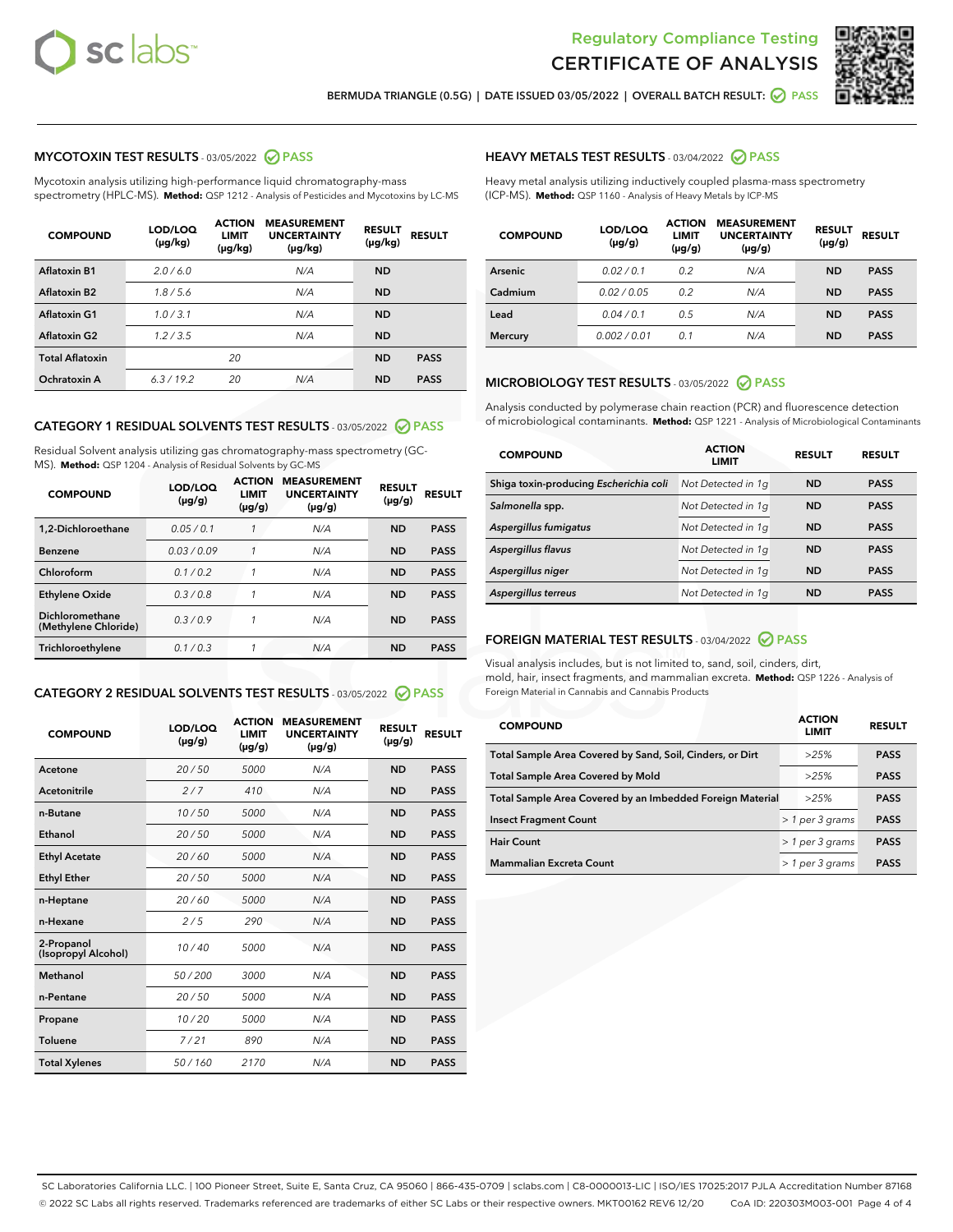Regulatory Compliance Testing

# CERTIFICATE OF ANALYSIS

BERMUDA TRIANGLE (0.5G) | DATE ISSUED 03/05/2022 | OVERALL BATCH RESULT: PASS

## MYCOTOXIN TEST RESULTS - 03/05/2022 PASS

Mycotoxin analysis utilizing high-performance liquid chromatography-mass spectrometry (HPLC-MS). **Method:** QSP 1212 - Analysis of Pesticides and Mycotoxins by LC-MS

| COMPOUND | LOD/LOQ (µg/kg) | ACTION LIMIT (µg/kg) | MEASUREMENT UNCERTAINTY (µg/kg) | RESULT (µg/kg) | RESULT |
|---|---|---|---|---|---|
| Aflatoxin B1 | 2.0 / 6.0 | | N/A | ND | |
| Aflatoxin B2 | 1.8 / 5.6 | | N/A | ND | |
| Aflatoxin G1 | 1.0 / 3.1 | | N/A | ND | |
| Aflatoxin G2 | 1.2 / 3.5 | | N/A | ND | |
| Total Aflatoxin | | 20 | | ND | PASS |
| Ochratoxin A | 6.3 / 19.2 | 20 | N/A | ND | PASS |

## CATEGORY 1 RESIDUAL SOLVENTS TEST RESULTS - 03/05/2022 PASS

Residual Solvent analysis utilizing gas chromatography-mass spectrometry (GC-MS). **Method:** QSP 1204 - Analysis of Residual Solvents by GC-MS

| COMPOUND | LOD/LOQ (µg/g) | ACTION LIMIT (µg/g) | MEASUREMENT UNCERTAINTY (µg/g) | RESULT (µg/g) | RESULT |
|---|---|---|---|---|---|
| 1,2-Dichloroethane | 0.05 / 0.1 | 1 | N/A | ND | PASS |
| Benzene | 0.03 / 0.09 | 1 | N/A | ND | PASS |
| Chloroform | 0.1 / 0.2 | 1 | N/A | ND | PASS |
| Ethylene Oxide | 0.3 / 0.8 | 1 | N/A | ND | PASS |
| Dichloromethane (Methylene Chloride) | 0.3 / 0.9 | 1 | N/A | ND | PASS |
| Trichloroethylene | 0.1 / 0.3 | 1 | N/A | ND | PASS |

## CATEGORY 2 RESIDUAL SOLVENTS TEST RESULTS - 03/05/2022 PASS

| COMPOUND | LOD/LOQ (µg/g) | ACTION LIMIT (µg/g) | MEASUREMENT UNCERTAINTY (µg/g) | RESULT (µg/g) | RESULT |
|---|---|---|---|---|---|
| Acetone | 20 / 50 | 5000 | N/A | ND | PASS |
| Acetonitrile | 2 / 7 | 410 | N/A | ND | PASS |
| n-Butane | 10 / 50 | 5000 | N/A | ND | PASS |
| Ethanol | 20 / 50 | 5000 | N/A | ND | PASS |
| Ethyl Acetate | 20 / 60 | 5000 | N/A | ND | PASS |
| Ethyl Ether | 20 / 50 | 5000 | N/A | ND | PASS |
| n-Heptane | 20 / 60 | 5000 | N/A | ND | PASS |
| n-Hexane | 2 / 5 | 290 | N/A | ND | PASS |
| 2-Propanol (Isopropyl Alcohol) | 10 / 40 | 5000 | N/A | ND | PASS |
| Methanol | 50 / 200 | 3000 | N/A | ND | PASS |
| n-Pentane | 20 / 50 | 5000 | N/A | ND | PASS |
| Propane | 10 / 20 | 5000 | N/A | ND | PASS |
| Toluene | 7 / 21 | 890 | N/A | ND | PASS |
| Total Xylenes | 50 / 160 | 2170 | N/A | ND | PASS |

## HEAVY METALS TEST RESULTS - 03/04/2022 PASS

Heavy metal analysis utilizing inductively coupled plasma-mass spectrometry (ICP-MS). **Method:** QSP 1160 - Analysis of Heavy Metals by ICP-MS

| COMPOUND | LOD/LOQ (µg/g) | ACTION LIMIT (µg/g) | MEASUREMENT UNCERTAINTY (µg/g) | RESULT (µg/g) | RESULT |
|---|---|---|---|---|---|
| Arsenic | 0.02 / 0.1 | 0.2 | N/A | ND | PASS |
| Cadmium | 0.02 / 0.05 | 0.2 | N/A | ND | PASS |
| Lead | 0.04 / 0.1 | 0.5 | N/A | ND | PASS |
| Mercury | 0.002 / 0.01 | 0.1 | N/A | ND | PASS |

## MICROBIOLOGY TEST RESULTS - 03/05/2022 PASS

Analysis conducted by polymerase chain reaction (PCR) and fluorescence detection of microbiological contaminants. **Method:** QSP 1221 - Analysis of Microbiological Contaminants

| COMPOUND | ACTION LIMIT | RESULT | RESULT |
|---|---|---|---|
| Shiga toxin-producing *Escherichia coli* | Not Detected in 1g | ND | PASS |
| *Salmonella* spp. | Not Detected in 1g | ND | PASS |
| *Aspergillus fumigatus* | Not Detected in 1g | ND | PASS |
| *Aspergillus flavus* | Not Detected in 1g | ND | PASS |
| *Aspergillus niger* | Not Detected in 1g | ND | PASS |
| *Aspergillus terreus* | Not Detected in 1g | ND | PASS |

## FOREIGN MATERIAL TEST RESULTS - 03/04/2022 PASS

Visual analysis includes, but is not limited to, sand, soil, cinders, dirt, mold, hair, insect fragments, and mammalian excreta. **Method:** QSP 1226 - Analysis of Foreign Material in Cannabis and Cannabis Products

| COMPOUND | ACTION LIMIT | RESULT |
|---|---|---|
| Total Sample Area Covered by Sand, Soil, Cinders, or Dirt | >25% | PASS |
| Total Sample Area Covered by Mold | >25% | PASS |
| Total Sample Area Covered by an Imbedded Foreign Material | >25% | PASS |
| Insect Fragment Count | > 1 per 3 grams | PASS |
| Hair Count | > 1 per 3 grams | PASS |
| Mammalian Excreta Count | > 1 per 3 grams | PASS |

SC Laboratories California LLC. | 100 Pioneer Street, Suite E, Santa Cruz, CA 95060 | 866-435-0709 | sclabs.com | C8-0000013-LIC | ISO/IES 17025:2017 PJLA Accreditation Number 87168
© 2022 SC Labs all rights reserved. Trademarks referenced are trademarks of either SC Labs or their respective owners. MKT00162 REV6 12/20 CoA ID: 220303M003-001